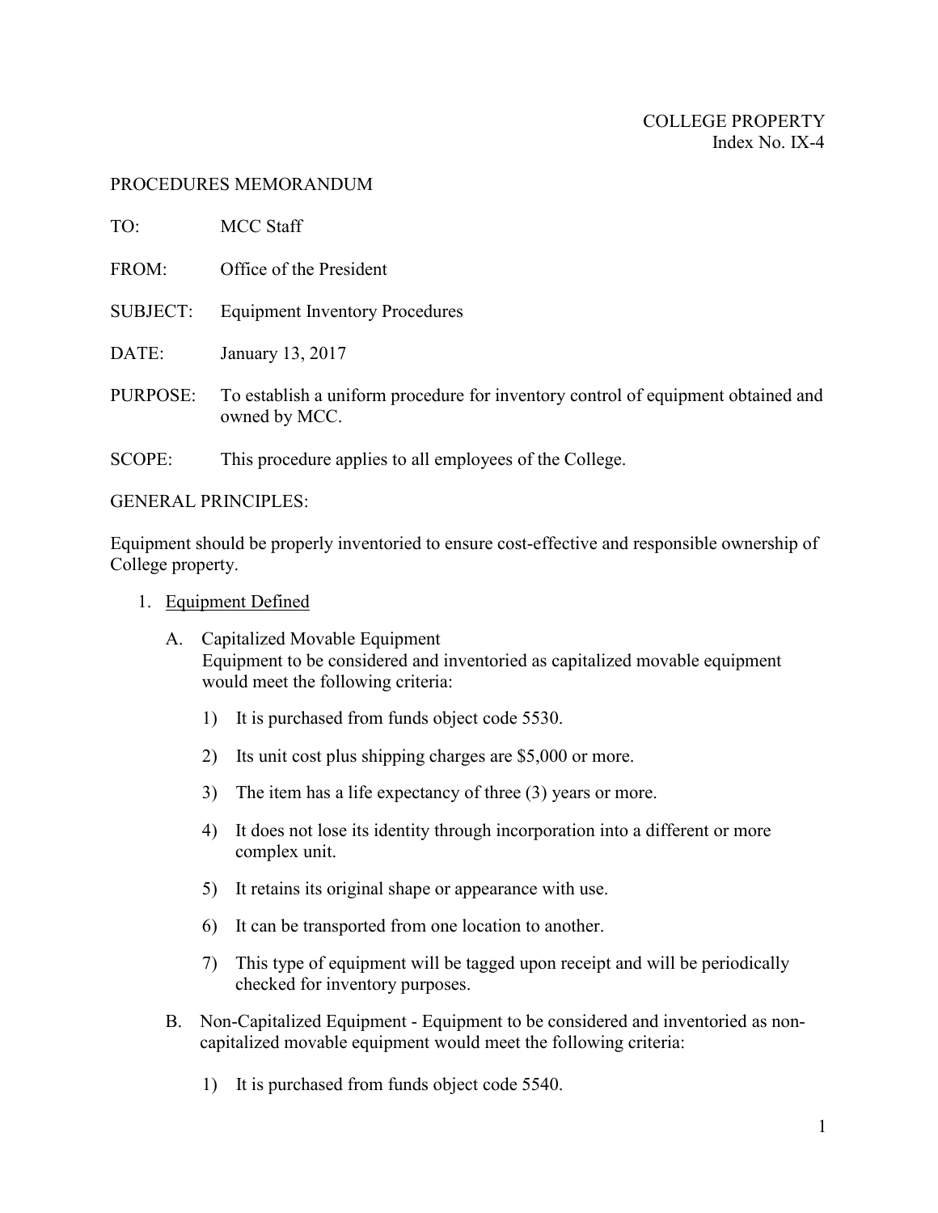COLLEGE PROPERTY
Index No. IX-4

PROCEDURES MEMORANDUM

TO: MCC Staff

FROM: Office of the President

SUBJECT: Equipment Inventory Procedures

DATE: January 13, 2017

PURPOSE: To establish a uniform procedure for inventory control of equipment obtained and owned by MCC.

SCOPE: This procedure applies to all employees of the College.

GENERAL PRINCIPLES:

Equipment should be properly inventoried to ensure cost-effective and responsible ownership of College property.

1. <u>Equipment Defined</u>

   A. Capitalized Movable Equipment
      Equipment to be considered and inventoried as capitalized movable equipment would meet the following criteria:

      1) It is purchased from funds object code 5530.

      2) Its unit cost plus shipping charges are $5,000 or more.

      3) The item has a life expectancy of three (3) years or more.

      4) It does not lose its identity through incorporation into a different or more complex unit.

      5) It retains its original shape or appearance with use.

      6) It can be transported from one location to another.

      7) This type of equipment will be tagged upon receipt and will be periodically checked for inventory purposes.

   B. Non-Capitalized Equipment - Equipment to be considered and inventoried as non-capitalized movable equipment would meet the following criteria:

      1) It is purchased from funds object code 5540.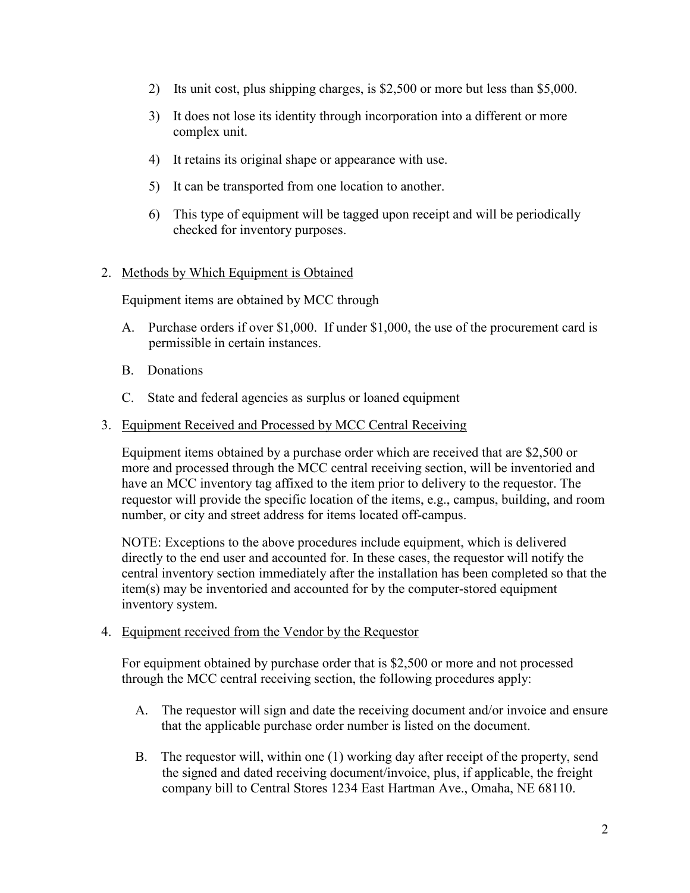2) Its unit cost, plus shipping charges, is $2,500 or more but less than $5,000.

3) It does not lose its identity through incorporation into a different or more complex unit.

4) It retains its original shape or appearance with use.

5) It can be transported from one location to another.

6) This type of equipment will be tagged upon receipt and will be periodically checked for inventory purposes.

2. Methods by Which Equipment is Obtained

   Equipment items are obtained by MCC through

   A. Purchase orders if over $1,000. If under $1,000, the use of the procurement card is permissible in certain instances.

   B. Donations

   C. State and federal agencies as surplus or loaned equipment

3. Equipment Received and Processed by MCC Central Receiving

   Equipment items obtained by a purchase order which are received that are $2,500 or more and processed through the MCC central receiving section, will be inventoried and have an MCC inventory tag affixed to the item prior to delivery to the requestor. The requestor will provide the specific location of the items, e.g., campus, building, and room number, or city and street address for items located off-campus.

   NOTE: Exceptions to the above procedures include equipment, which is delivered directly to the end user and accounted for. In these cases, the requestor will notify the central inventory section immediately after the installation has been completed so that the item(s) may be inventoried and accounted for by the computer-stored equipment inventory system.

4. Equipment received from the Vendor by the Requestor

   For equipment obtained by purchase order that is $2,500 or more and not processed through the MCC central receiving section, the following procedures apply:

   A. The requestor will sign and date the receiving document and/or invoice and ensure that the applicable purchase order number is listed on the document.

   B. The requestor will, within one (1) working day after receipt of the property, send the signed and dated receiving document/invoice, plus, if applicable, the freight company bill to Central Stores 1234 East Hartman Ave., Omaha, NE 68110.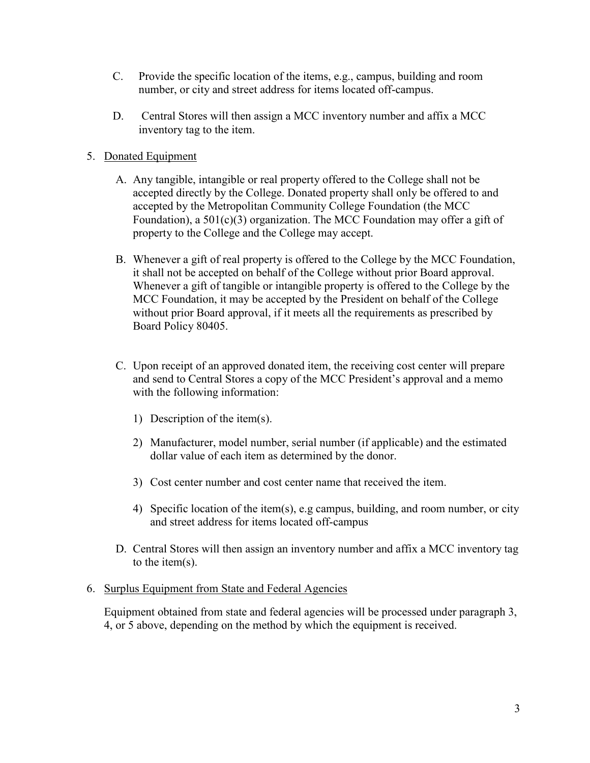C. Provide the specific location of the items, e.g., campus, building and room number, or city and street address for items located off-campus.

D. Central Stores will then assign a MCC inventory number and affix a MCC inventory tag to the item.

5. Donated Equipment

   A. Any tangible, intangible or real property offered to the College shall not be accepted directly by the College. Donated property shall only be offered to and accepted by the Metropolitan Community College Foundation (the MCC Foundation), a 501(c)(3) organization. The MCC Foundation may offer a gift of property to the College and the College may accept.

   B. Whenever a gift of real property is offered to the College by the MCC Foundation, it shall not be accepted on behalf of the College without prior Board approval. Whenever a gift of tangible or intangible property is offered to the College by the MCC Foundation, it may be accepted by the President on behalf of the College without prior Board approval, if it meets all the requirements as prescribed by Board Policy 80405.

   C. Upon receipt of an approved donated item, the receiving cost center will prepare and send to Central Stores a copy of the MCC President's approval and a memo with the following information:

      1) Description of the item(s).

      2) Manufacturer, model number, serial number (if applicable) and the estimated dollar value of each item as determined by the donor.

      3) Cost center number and cost center name that received the item.

      4) Specific location of the item(s), e.g campus, building, and room number, or city and street address for items located off-campus

   D. Central Stores will then assign an inventory number and affix a MCC inventory tag to the item(s).

6. Surplus Equipment from State and Federal Agencies

   Equipment obtained from state and federal agencies will be processed under paragraph 3, 4, or 5 above, depending on the method by which the equipment is received.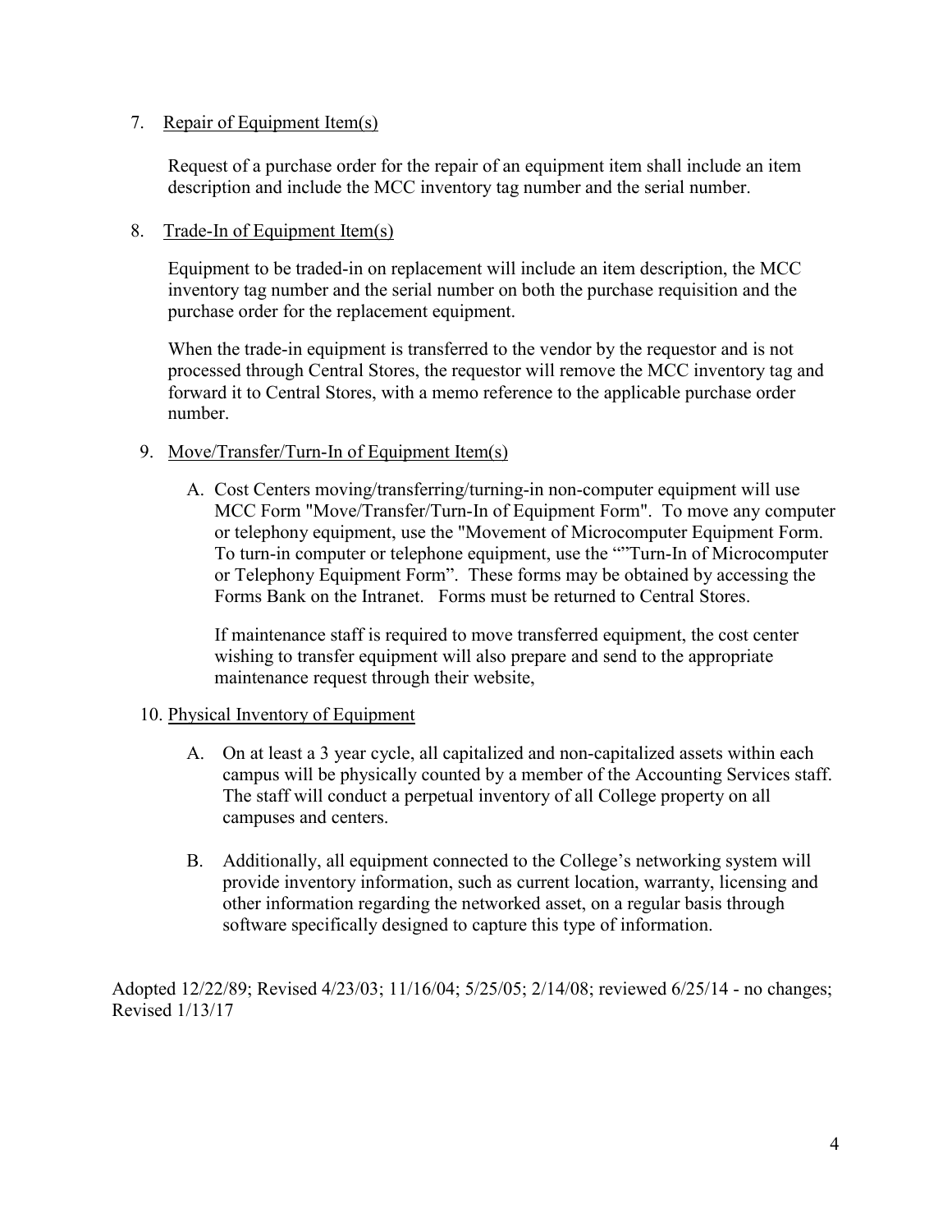7. <u>Repair of Equipment Item(s)</u>

   Request of a purchase order for the repair of an equipment item shall include an item description and include the MCC inventory tag number and the serial number.

8. <u>Trade-In of Equipment Item(s)</u>

   Equipment to be traded-in on replacement will include an item description, the MCC inventory tag number and the serial number on both the purchase requisition and the purchase order for the replacement equipment.

   When the trade-in equipment is transferred to the vendor by the requestor and is not processed through Central Stores, the requestor will remove the MCC inventory tag and forward it to Central Stores, with a memo reference to the applicable purchase order number.

9. <u>Move/Transfer/Turn-In of Equipment Item(s)</u>

   A. Cost Centers moving/transferring/turning-in non-computer equipment will use MCC Form "Move/Transfer/Turn-In of Equipment Form". To move any computer or telephony equipment, use the "Movement of Microcomputer Equipment Form. To turn-in computer or telephone equipment, use the ""Turn-In of Microcomputer or Telephony Equipment Form". These forms may be obtained by accessing the Forms Bank on the Intranet. Forms must be returned to Central Stores.

      If maintenance staff is required to move transferred equipment, the cost center wishing to transfer equipment will also prepare and send to the appropriate maintenance request through their website,

10. <u>Physical Inventory of Equipment</u>

    A. On at least a 3 year cycle, all capitalized and non-capitalized assets within each campus will be physically counted by a member of the Accounting Services staff. The staff will conduct a perpetual inventory of all College property on all campuses and centers.

    B. Additionally, all equipment connected to the College's networking system will provide inventory information, such as current location, warranty, licensing and other information regarding the networked asset, on a regular basis through software specifically designed to capture this type of information.

Adopted 12/22/89; Revised 4/23/03; 11/16/04; 5/25/05; 2/14/08; reviewed 6/25/14 - no changes; Revised 1/13/17